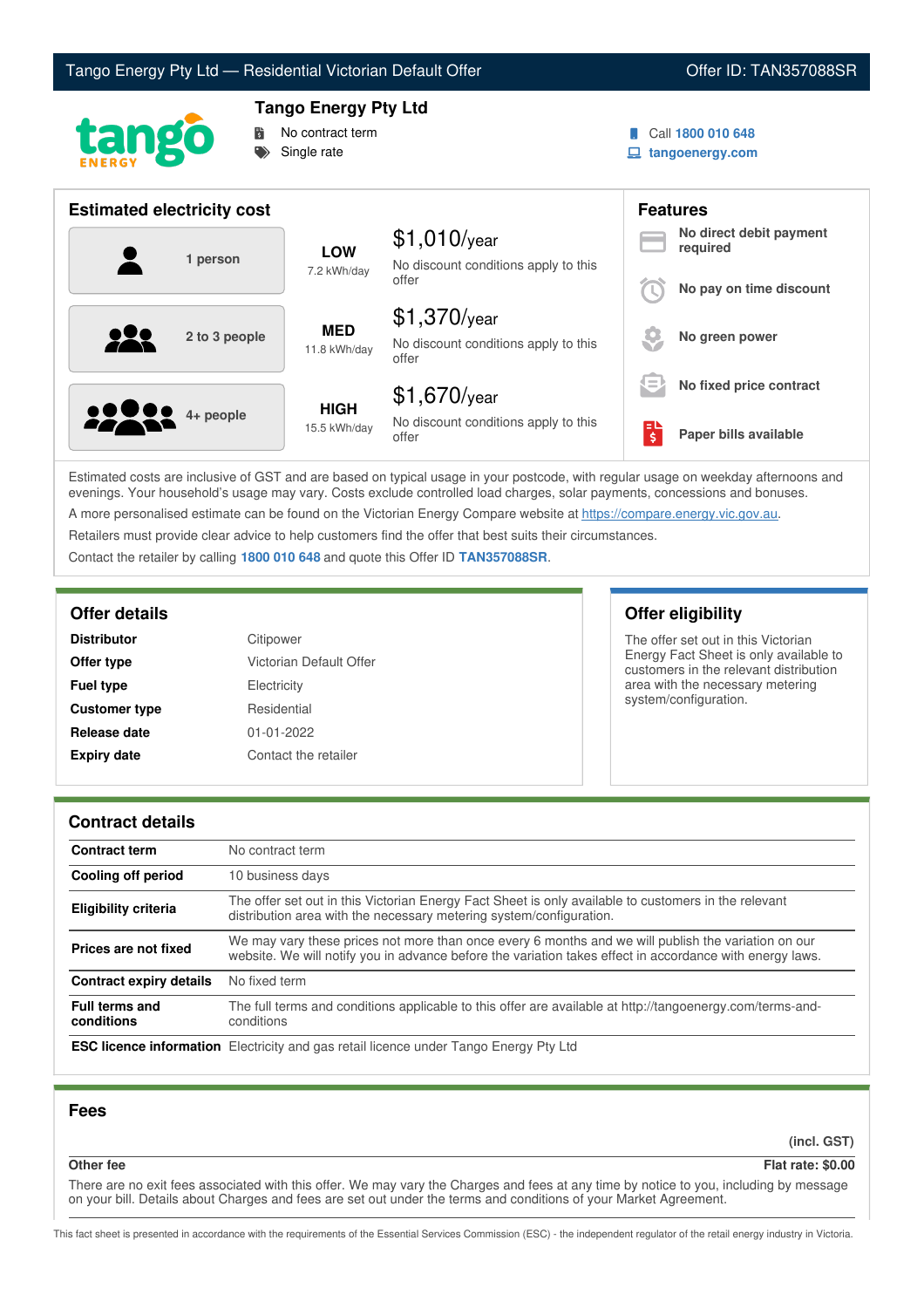# Tango Energy Pty Ltd — Residential Victorian Default Offer

Offer ID: TAN357088SR

## Tango Energy Pty Ltd

- No contract term
- Single rate

Call **1800 010 648**
**tangoenergy.com**

## Estimated electricity cost

| Household | Usage | Estimated cost |
|---|---|---|
| 1 person | **LOW** 7.2 kWh/day | $1,010/year — No discount conditions apply to this offer |
| 2 to 3 people | **MED** 11.8 kWh/day | $1,370/year — No discount conditions apply to this offer |
| 4+ people | **HIGH** 15.5 kWh/day | $1,670/year — No discount conditions apply to this offer |

## Features

- **No direct debit payment required**
- **No pay on time discount**
- **No green power**
- **No fixed price contract**
- **Paper bills available**

Estimated costs are inclusive of GST and are based on typical usage in your postcode, with regular usage on weekday afternoons and evenings. Your household's usage may vary. Costs exclude controlled load charges, solar payments, concessions and bonuses.

A more personalised estimate can be found on the Victorian Energy Compare website at https://compare.energy.vic.gov.au.

Retailers must provide clear advice to help customers find the offer that best suits their circumstances.

Contact the retailer by calling **1800 010 648** and quote this Offer ID **TAN357088SR**.

## Offer details

| | |
|---|---|
| **Distributor** | Citipower |
| **Offer type** | Victorian Default Offer |
| **Fuel type** | Electricity |
| **Customer type** | Residential |
| **Release date** | 01-01-2022 |
| **Expiry date** | Contact the retailer |

## Offer eligibility

The offer set out in this Victorian Energy Fact Sheet is only available to customers in the relevant distribution area with the necessary metering system/configuration.

## Contract details

| | |
|---|---|
| **Contract term** | No contract term |
| **Cooling off period** | 10 business days |
| **Eligibility criteria** | The offer set out in this Victorian Energy Fact Sheet is only available to customers in the relevant distribution area with the necessary metering system/configuration. |
| **Prices are not fixed** | We may vary these prices not more than once every 6 months and we will publish the variation on our website. We will notify you in advance before the variation takes effect in accordance with energy laws. |
| **Contract expiry details** | No fixed term |
| **Full terms and conditions** | The full terms and conditions applicable to this offer are available at http://tangoenergy.com/terms-and-conditions |
| **ESC licence information** | Electricity and gas retail licence under Tango Energy Pty Ltd |

## Fees

| | (incl. GST) |
|---|---|
| **Other fee** | **Flat rate: $0.00** |

There are no exit fees associated with this offer. We may vary the Charges and fees at any time by notice to you, including by message on your bill. Details about Charges and fees are set out under the terms and conditions of your Market Agreement.

This fact sheet is presented in accordance with the requirements of the Essential Services Commission (ESC) - the independent regulator of the retail energy industry in Victoria.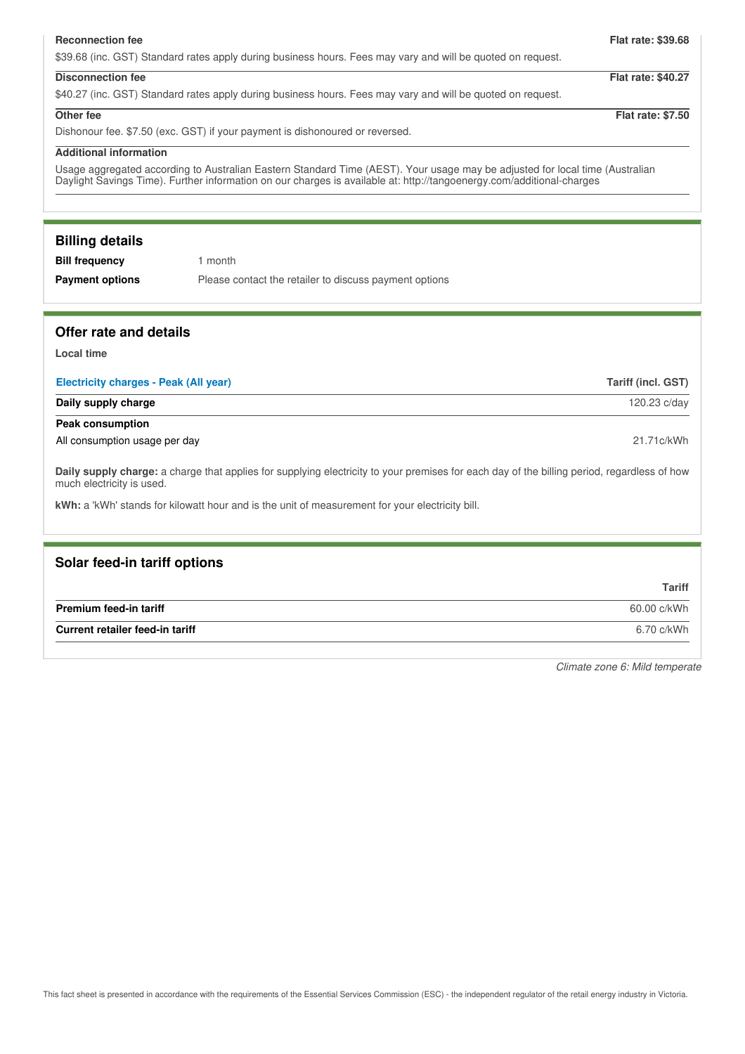| | |
|---|---|
| **Reconnection fee** | **Flat rate: $39.68** |
| $39.68 (inc. GST) Standard rates apply during business hours. Fees may vary and will be quoted on request. | |
| **Disconnection fee** | **Flat rate: $40.27** |
| $40.27 (inc. GST) Standard rates apply during business hours. Fees may vary and will be quoted on request. | |
| **Other fee** | **Flat rate: $7.50** |
| Dishonour fee. $7.50 (exc. GST) if your payment is dishonoured or reversed. | |

**Additional information**

Usage aggregated according to Australian Eastern Standard Time (AEST). Your usage may be adjusted for local time (Australian Daylight Savings Time). Further information on our charges is available at: http://tangoenergy.com/additional-charges

## Billing details

| | |
|---|---|
| **Bill frequency** | 1 month |
| **Payment options** | Please contact the retailer to discuss payment options |

## Offer rate and details

**Local time**

| Electricity charges - Peak (All year) | Tariff (incl. GST) |
|---|---|
| **Daily supply charge** | 120.23 c/day |
| **Peak consumption** | |
| All consumption usage per day | 21.71c/kWh |

**Daily supply charge:** a charge that applies for supplying electricity to your premises for each day of the billing period, regardless of how much electricity is used.

**kWh:** a 'kWh' stands for kilowatt hour and is the unit of measurement for your electricity bill.

## Solar feed-in tariff options

| | Tariff |
|---|---|
| **Premium feed-in tariff** | 60.00 c/kWh |
| **Current retailer feed-in tariff** | 6.70 c/kWh |

*Climate zone 6: Mild temperate*

This fact sheet is presented in accordance with the requirements of the Essential Services Commission (ESC) - the independent regulator of the retail energy industry in Victoria.